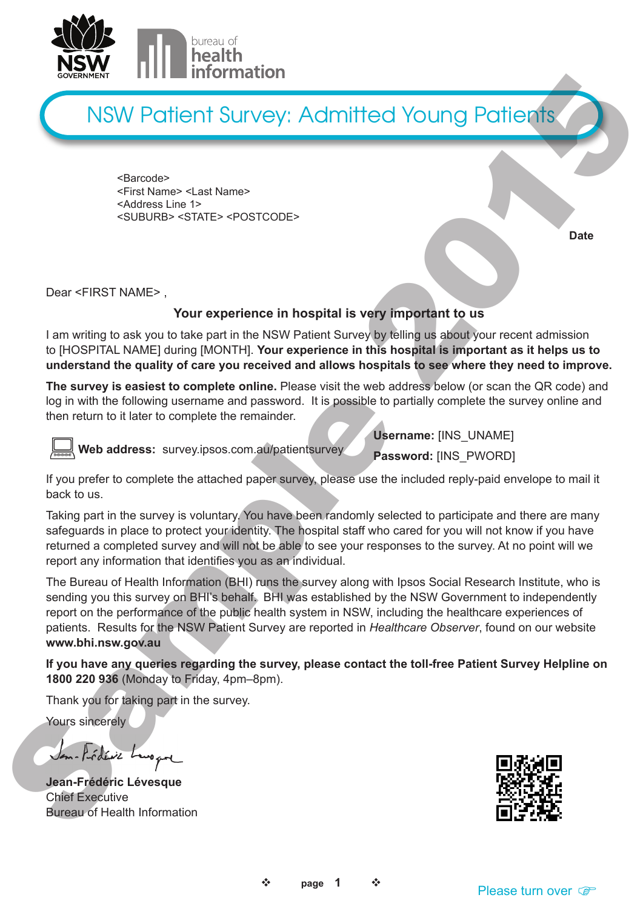bureau of health information

# NSW Patient Survey: Admitted Young Patients

<Barcode>
<First Name> <Last Name>
<Address Line 1>
<SUBURB> <STATE> <POSTCODE>

**Date**

Dear <FIRST NAME> ,

**Your experience in hospital is very important to us**

I am writing to ask you to take part in the NSW Patient Survey by telling us about your recent admission to [HOSPITAL NAME] during [MONTH]. **Your experience in this hospital is important as it helps us to understand the quality of care you received and allows hospitals to see where they need to improve.**

**The survey is easiest to complete online.** Please visit the web address below (or scan the QR code) and log in with the following username and password. It is possible to partially complete the survey online and then return to it later to complete the remainder.

**Web address:** survey.ipsos.com.au/patientsurvey

**Username:** [INS_UNAME]

**Password:** [INS_PWORD]

If you prefer to complete the attached paper survey, please use the included reply-paid envelope to mail it back to us.

Taking part in the survey is voluntary. You have been randomly selected to participate and there are many safeguards in place to protect your identity. The hospital staff who cared for you will not know if you have returned a completed survey and will not be able to see your responses to the survey. At no point will we report any information that identifies you as an individual.

The Bureau of Health Information (BHI) runs the survey along with Ipsos Social Research Institute, who is sending you this survey on BHI's behalf. BHI was established by the NSW Government to independently report on the performance of the public health system in NSW, including the healthcare experiences of patients. Results for the NSW Patient Survey are reported in *Healthcare Observer*, found on our website **www.bhi.nsw.gov.au**

**If you have any queries regarding the survey, please contact the toll-free Patient Survey Helpline on 1800 220 936** (Monday to Friday, 4pm–8pm).

Thank you for taking part in the survey.

Yours sincerely

**Jean-Frédéric Lévesque**
Chief Executive
Bureau of Health Information

Please turn over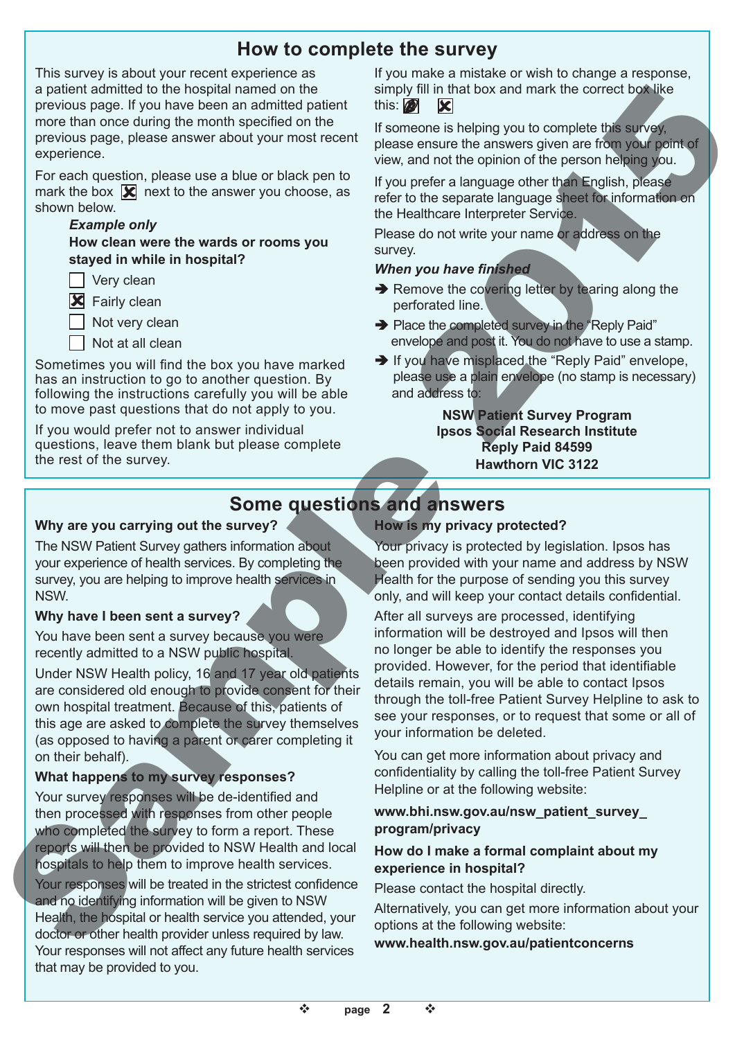## How to complete the survey

This survey is about your recent experience as a patient admitted to the hospital named on the previous page. If you have been an admitted patient more than once during the month specified on the previous page, please answer about your most recent experience.

For each question, please use a blue or black pen to mark the box ☒ next to the answer you choose, as shown below.

***Example only***

**How clean were the wards or rooms you stayed in while in hospital?**

- ☐ Very clean
- ☒ Fairly clean
- ☐ Not very clean
- ☐ Not at all clean

Sometimes you will find the box you have marked has an instruction to go to another question. By following the instructions carefully you will be able to move past questions that do not apply to you.

If you would prefer not to answer individual questions, leave them blank but please complete the rest of the survey.

If you make a mistake or wish to change a response, simply fill in that box and mark the correct box like this: ■ ☒

If someone is helping you to complete this survey, please ensure the answers given are from your point of view, and not the opinion of the person helping you.

If you prefer a language other than English, please refer to the separate language sheet for information on the Healthcare Interpreter Service.

Please do not write your name or address on the survey.

***When you have finished***

- ➔ Remove the covering letter by tearing along the perforated line.
- ➔ Place the completed survey in the "Reply Paid" envelope and post it. You do not have to use a stamp.
- ➔ If you have misplaced the "Reply Paid" envelope, please use a plain envelope (no stamp is necessary) and address to:

**NSW Patient Survey Program**
**Ipsos Social Research Institute**
**Reply Paid 84599**
**Hawthorn VIC 3122**

## Some questions and answers

**Why are you carrying out the survey?**

The NSW Patient Survey gathers information about your experience of health services. By completing the survey, you are helping to improve health services in NSW.

**Why have I been sent a survey?**

You have been sent a survey because you were recently admitted to a NSW public hospital.

Under NSW Health policy, 16 and 17 year old patients are considered old enough to provide consent for their own hospital treatment. Because of this, patients of this age are asked to complete the survey themselves (as opposed to having a parent or carer completing it on their behalf).

**What happens to my survey responses?**

Your survey responses will be de-identified and then processed with responses from other people who completed the survey to form a report. These reports will then be provided to NSW Health and local hospitals to help them to improve health services.

Your responses will be treated in the strictest confidence and no identifying information will be given to NSW Health, the hospital or health service you attended, your doctor or other health provider unless required by law. Your responses will not affect any future health services that may be provided to you.

**How is my privacy protected?**

Your privacy is protected by legislation. Ipsos has been provided with your name and address by NSW Health for the purpose of sending you this survey only, and will keep your contact details confidential.

After all surveys are processed, identifying information will be destroyed and Ipsos will then no longer be able to identify the responses you provided. However, for the period that identifiable details remain, you will be able to contact Ipsos through the toll-free Patient Survey Helpline to ask to see your responses, or to request that some or all of your information be deleted.

You can get more information about privacy and confidentiality by calling the toll-free Patient Survey Helpline or at the following website:

**www.bhi.nsw.gov.au/nsw_patient_survey_program/privacy**

**How do I make a formal complaint about my experience in hospital?**

Please contact the hospital directly.

Alternatively, you can get more information about your options at the following website:
**www.health.nsw.gov.au/patientconcerns**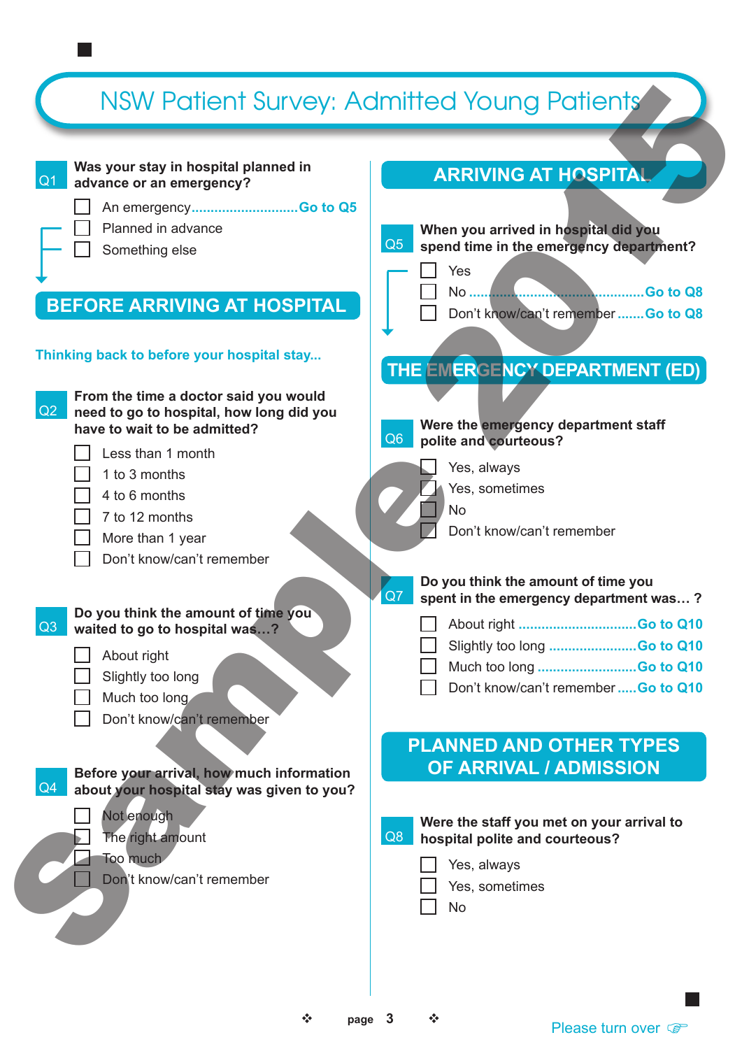# NSW Patient Survey: Admitted Young Patients

**Q1 Was your stay in hospital planned in advance or an emergency?**

- ☐ An emergency............................Go to Q5
- ☐ Planned in advance
- ☐ Something else

## BEFORE ARRIVING AT HOSPITAL

Thinking back to before your hospital stay...

**Q2 From the time a doctor said you would need to go to hospital, how long did you have to wait to be admitted?**

- ☐ Less than 1 month
- ☐ 1 to 3 months
- ☐ 4 to 6 months
- ☐ 7 to 12 months
- ☐ More than 1 year
- ☐ Don't know/can't remember

**Q3 Do you think the amount of time you waited to go to hospital was…?**

- ☐ About right
- ☐ Slightly too long
- ☐ Much too long
- ☐ Don't know/can't remember

**Q4 Before your arrival, how much information about your hospital stay was given to you?**

- ☐ Not enough
- ☐ The right amount
- ☐ Too much
- ☐ Don't know/can't remember

## ARRIVING AT HOSPITAL

**Q5 When you arrived in hospital did you spend time in the emergency department?**

- ☐ Yes
- ☐ No ...........................................Go to Q8
- ☐ Don't know/can't remember .......Go to Q8

## THE EMERGENCY DEPARTMENT (ED)

**Q6 Were the emergency department staff polite and courteous?**

- ☐ Yes, always
- ☐ Yes, sometimes
- ☐ No
- ☐ Don't know/can't remember

**Q7 Do you think the amount of time you spent in the emergency department was… ?**

- ☐ About right ...............................Go to Q10
- ☐ Slightly too long .......................Go to Q10
- ☐ Much too long ..........................Go to Q10
- ☐ Don't know/can't remember .....Go to Q10

## PLANNED AND OTHER TYPES OF ARRIVAL / ADMISSION

**Q8 Were the staff you met on your arrival to hospital polite and courteous?**

- ☐ Yes, always
- ☐ Yes, sometimes
- ☐ No

Please turn over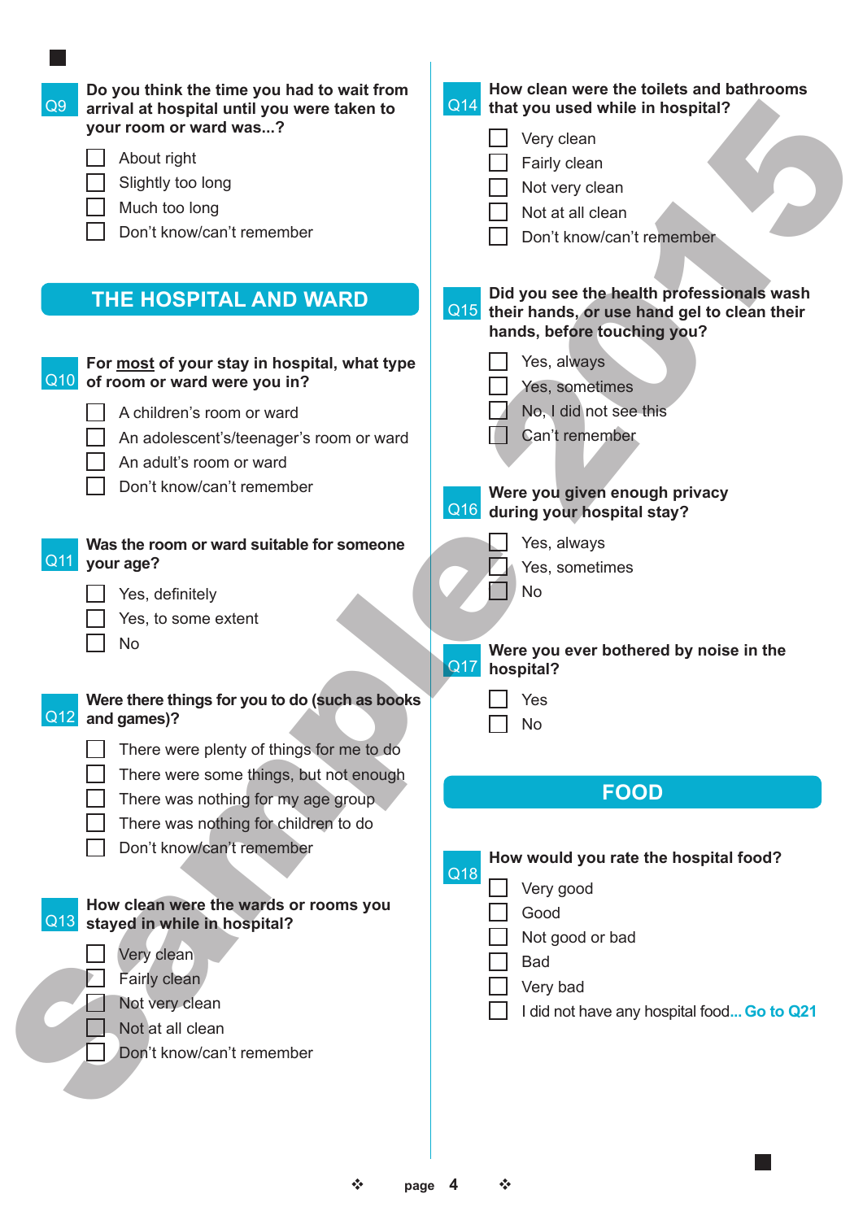**Q9** **Do you think the time you had to wait from arrival at hospital until you were taken to your room or ward was...?**

- ☐ About right
- ☐ Slightly too long
- ☐ Much too long
- ☐ Don't know/can't remember

## THE HOSPITAL AND WARD

**Q10** **For most of your stay in hospital, what type of room or ward were you in?**

- ☐ A children's room or ward
- ☐ An adolescent's/teenager's room or ward
- ☐ An adult's room or ward
- ☐ Don't know/can't remember

**Q11** **Was the room or ward suitable for someone your age?**

- ☐ Yes, definitely
- ☐ Yes, to some extent
- ☐ No

**Q12** **Were there things for you to do (such as books and games)?**

- ☐ There were plenty of things for me to do
- ☐ There were some things, but not enough
- ☐ There was nothing for my age group
- ☐ There was nothing for children to do
- ☐ Don't know/can't remember

**Q13** **How clean were the wards or rooms you stayed in while in hospital?**

- ☐ Very clean
- ☐ Fairly clean
- ☐ Not very clean
- ☐ Not at all clean
- ☐ Don't know/can't remember

**Q14** **How clean were the toilets and bathrooms that you used while in hospital?**

- ☐ Very clean
- ☐ Fairly clean
- ☐ Not very clean
- ☐ Not at all clean
- ☐ Don't know/can't remember

**Q15** **Did you see the health professionals wash their hands, or use hand gel to clean their hands, before touching you?**

- ☐ Yes, always
- ☐ Yes, sometimes
- ☐ No, I did not see this
- ☐ Can't remember

**Q16** **Were you given enough privacy during your hospital stay?**

- ☐ Yes, always
- ☐ Yes, sometimes
- ☐ No

**Q17** **Were you ever bothered by noise in the hospital?**

- ☐ Yes
- ☐ No

## FOOD

**Q18** **How would you rate the hospital food?**

- ☐ Very good
- ☐ Good
- ☐ Not good or bad
- ☐ Bad
- ☐ Very bad
- ☐ I did not have any hospital food... **Go to Q21**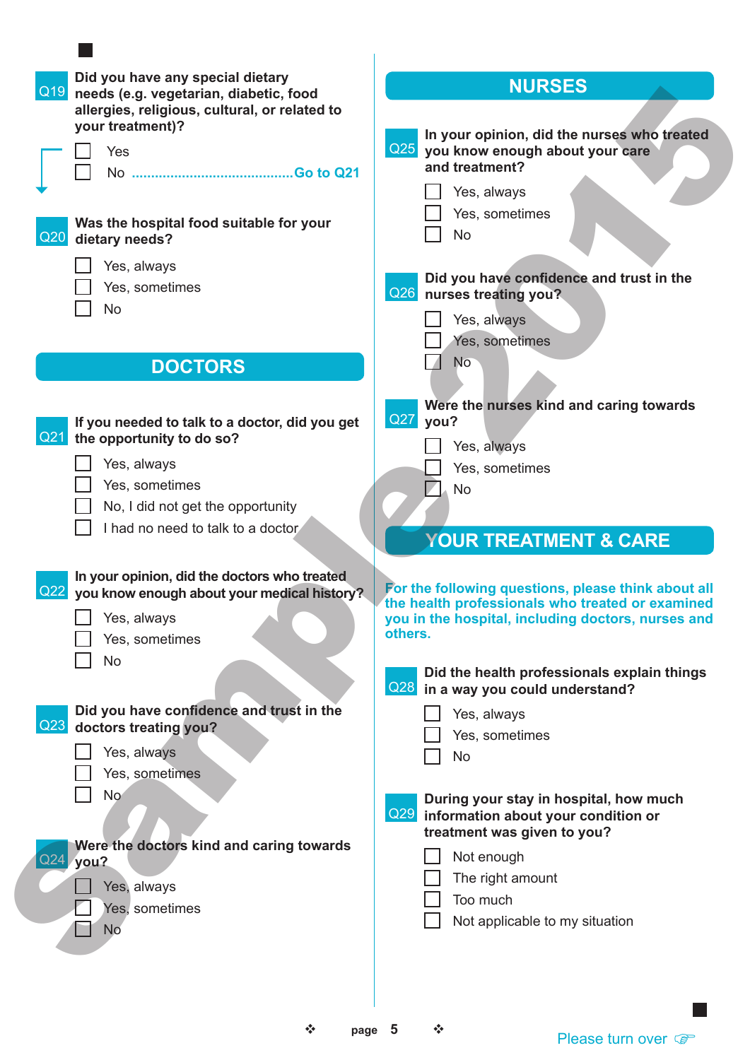**Q19 Did you have any special dietary needs (e.g. vegetarian, diabetic, food allergies, religious, cultural, or related to your treatment)?**

- ☐ Yes
- ☐ No .......................................... **Go to Q21**

**Q20 Was the hospital food suitable for your dietary needs?**

- ☐ Yes, always
- ☐ Yes, sometimes
- ☐ No

## DOCTORS

**Q21 If you needed to talk to a doctor, did you get the opportunity to do so?**

- ☐ Yes, always
- ☐ Yes, sometimes
- ☐ No, I did not get the opportunity
- ☐ I had no need to talk to a doctor

**Q22 In your opinion, did the doctors who treated you know enough about your medical history?**

- ☐ Yes, always
- ☐ Yes, sometimes
- ☐ No

**Q23 Did you have confidence and trust in the doctors treating you?**

- ☐ Yes, always
- ☐ Yes, sometimes
- ☐ No

**Q24 Were the doctors kind and caring towards you?**

- ☐ Yes, always
- ☐ Yes, sometimes
- ☐ No

## NURSES

**Q25 In your opinion, did the nurses who treated you know enough about your care and treatment?**

- ☐ Yes, always
- ☐ Yes, sometimes
- ☐ No

**Q26 Did you have confidence and trust in the nurses treating you?**

- ☐ Yes, always
- ☐ Yes, sometimes
- ☐ No

**Q27 Were the nurses kind and caring towards you?**

- ☐ Yes, always
- ☐ Yes, sometimes
- ☐ No

## YOUR TREATMENT & CARE

**For the following questions, please think about all the health professionals who treated or examined you in the hospital, including doctors, nurses and others.**

**Q28 Did the health professionals explain things in a way you could understand?**

- ☐ Yes, always
- ☐ Yes, sometimes
- ☐ No

**Q29 During your stay in hospital, how much information about your condition or treatment was given to you?**

- ☐ Not enough
- ☐ The right amount
- ☐ Too much
- ☐ Not applicable to my situation

Please turn over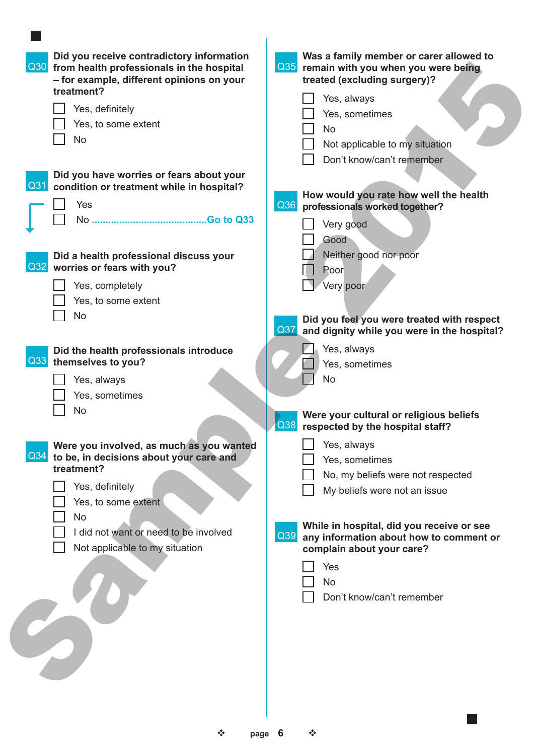**Q30 Did you receive contradictory information from health professionals in the hospital – for example, different opinions on your treatment?**

- ☐ Yes, definitely
- ☐ Yes, to some extent
- ☐ No

**Q31 Did you have worries or fears about your condition or treatment while in hospital?**

- ☐ Yes
- ☐ No ........................................Go to Q33

**Q32 Did a health professional discuss your worries or fears with you?**

- ☐ Yes, completely
- ☐ Yes, to some extent
- ☐ No

**Q33 Did the health professionals introduce themselves to you?**

- ☐ Yes, always
- ☐ Yes, sometimes
- ☐ No

**Q34 Were you involved, as much as you wanted to be, in decisions about your care and treatment?**

- ☐ Yes, definitely
- ☐ Yes, to some extent
- ☐ No
- ☐ I did not want or need to be involved
- ☐ Not applicable to my situation

**Q35 Was a family member or carer allowed to remain with you when you were being treated (excluding surgery)?**

- ☐ Yes, always
- ☐ Yes, sometimes
- ☐ No
- ☐ Not applicable to my situation
- ☐ Don't know/can't remember

**Q36 How would you rate how well the health professionals worked together?**

- ☐ Very good
- ☐ Good
- ☐ Neither good nor poor
- ☐ Poor
- ☐ Very poor

**Q37 Did you feel you were treated with respect and dignity while you were in the hospital?**

- ☐ Yes, always
- ☐ Yes, sometimes
- ☐ No

**Q38 Were your cultural or religious beliefs respected by the hospital staff?**

- ☐ Yes, always
- ☐ Yes, sometimes
- ☐ No, my beliefs were not respected
- ☐ My beliefs were not an issue

**Q39 While in hospital, did you receive or see any information about how to comment or complain about your care?**

- ☐ Yes
- ☐ No
- ☐ Don't know/can't remember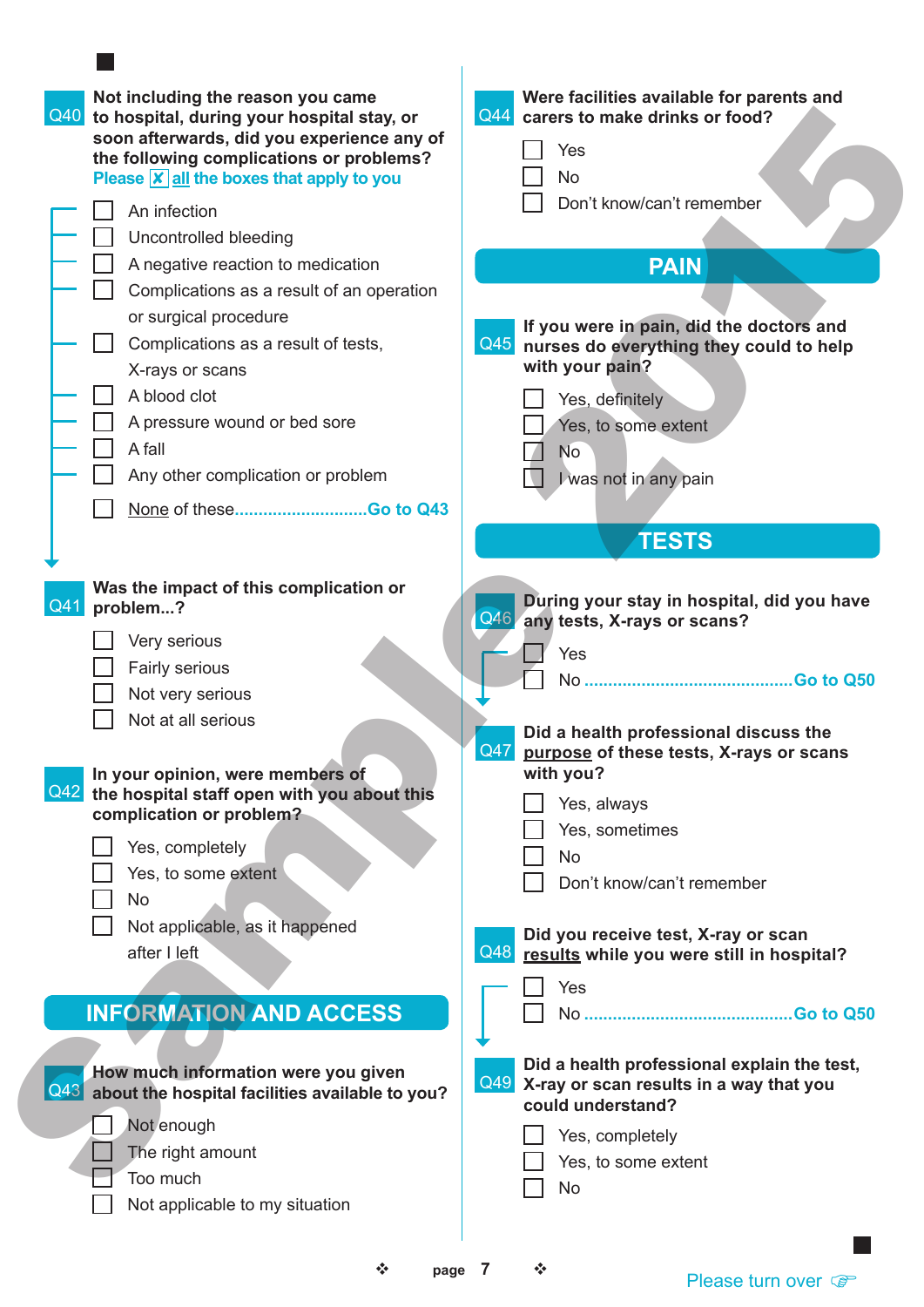**Q40** **Not including the reason you came to hospital, during your hospital stay, or soon afterwards, did you experience any of the following complications or problems?**
Please ☒ all the boxes that apply to you

- ☐ An infection
- ☐ Uncontrolled bleeding
- ☐ A negative reaction to medication
- ☐ Complications as a result of an operation or surgical procedure
- ☐ Complications as a result of tests, X-rays or scans
- ☐ A blood clot
- ☐ A pressure wound or bed sore
- ☐ A fall
- ☐ Any other complication or problem
- ☐ None of these............................Go to Q43

**Q41** **Was the impact of this complication or problem...?**

- ☐ Very serious
- ☐ Fairly serious
- ☐ Not very serious
- ☐ Not at all serious

**Q42** **In your opinion, were members of the hospital staff open with you about this complication or problem?**

- ☐ Yes, completely
- ☐ Yes, to some extent
- ☐ No
- ☐ Not applicable, as it happened after I left

## INFORMATION AND ACCESS

**Q43** **How much information were you given about the hospital facilities available to you?**

- ☐ Not enough
- ☐ The right amount
- ☐ Too much
- ☐ Not applicable to my situation

**Q44** **Were facilities available for parents and carers to make drinks or food?**

- ☐ Yes
- ☐ No
- ☐ Don't know/can't remember

## PAIN

**Q45** **If you were in pain, did the doctors and nurses do everything they could to help with your pain?**

- ☐ Yes, definitely
- ☐ Yes, to some extent
- ☐ No
- ☐ I was not in any pain

## TESTS

**Q46** **During your stay in hospital, did you have any tests, X-rays or scans?**

- ☐ Yes
- ☐ No ............................................Go to Q50

**Q47** **Did a health professional discuss the purpose of these tests, X-rays or scans with you?**

- ☐ Yes, always
- ☐ Yes, sometimes
- ☐ No
- ☐ Don't know/can't remember

**Q48** **Did you receive test, X-ray or scan results while you were still in hospital?**

- ☐ Yes
- ☐ No ............................................Go to Q50

**Q49** **Did a health professional explain the test, X-ray or scan results in a way that you could understand?**

- ☐ Yes, completely
- ☐ Yes, to some extent
- ☐ No

Please turn over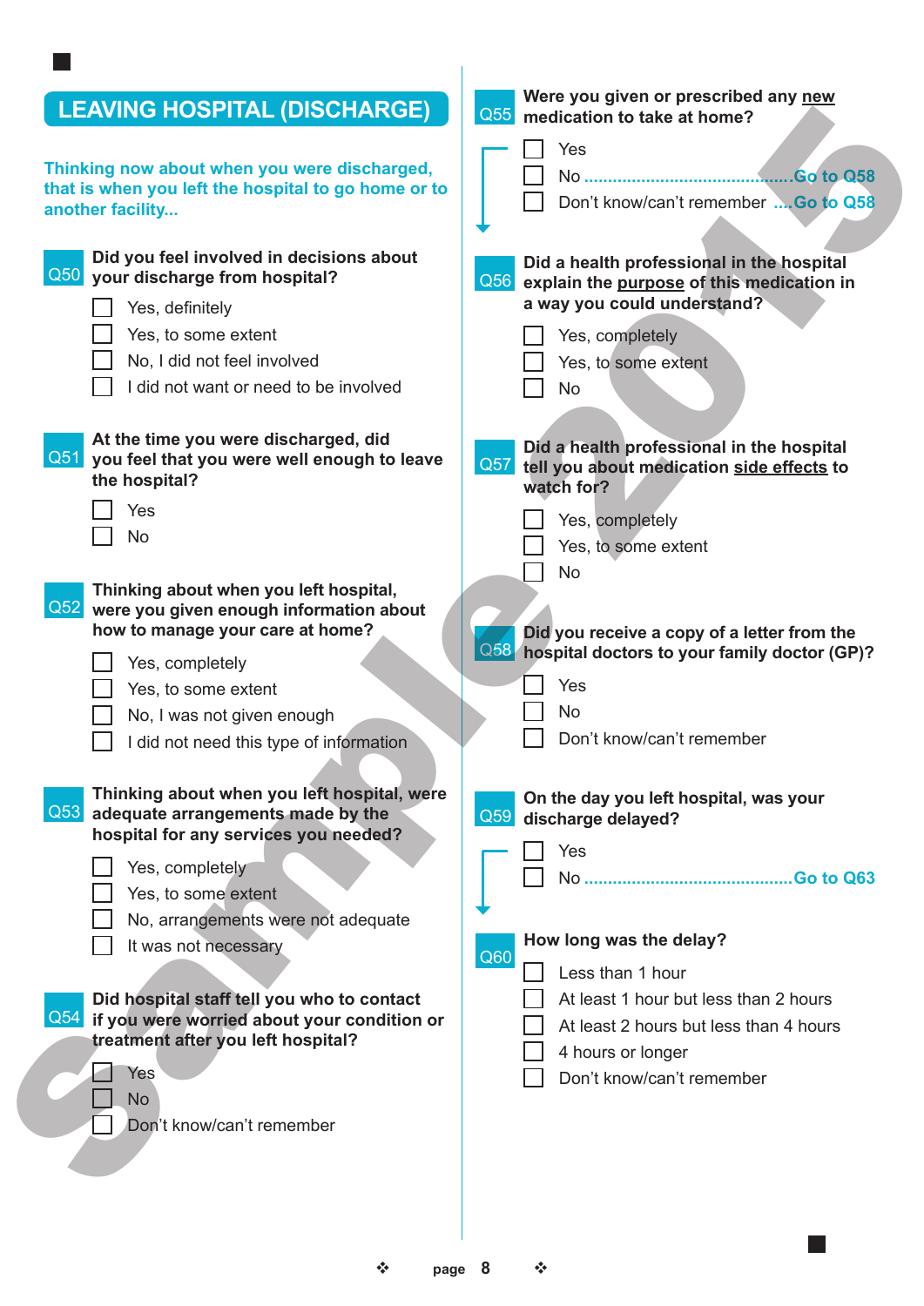## LEAVING HOSPITAL (DISCHARGE)

Thinking now about when you were discharged, that is when you left the hospital to go home or to another facility...

**Q50 Did you feel involved in decisions about your discharge from hospital?**

- ☐ Yes, definitely
- ☐ Yes, to some extent
- ☐ No, I did not feel involved
- ☐ I did not want or need to be involved

**Q51 At the time you were discharged, did you feel that you were well enough to leave the hospital?**

- ☐ Yes
- ☐ No

**Q52 Thinking about when you left hospital, were you given enough information about how to manage your care at home?**

- ☐ Yes, completely
- ☐ Yes, to some extent
- ☐ No, I was not given enough
- ☐ I did not need this type of information

**Q53 Thinking about when you left hospital, were adequate arrangements made by the hospital for any services you needed?**

- ☐ Yes, completely
- ☐ Yes, to some extent
- ☐ No, arrangements were not adequate
- ☐ It was not necessary

**Q54 Did hospital staff tell you who to contact if you were worried about your condition or treatment after you left hospital?**

- ☐ Yes
- ☐ No
- ☐ Don't know/can't remember

**Q55 Were you given or prescribed any new medication to take at home?**

- ☐ Yes
- ☐ No ........................................ Go to Q58
- ☐ Don't know/can't remember .... Go to Q58

**Q56 Did a health professional in the hospital explain the purpose of this medication in a way you could understand?**

- ☐ Yes, completely
- ☐ Yes, to some extent
- ☐ No

**Q57 Did a health professional in the hospital tell you about medication side effects to watch for?**

- ☐ Yes, completely
- ☐ Yes, to some extent
- ☐ No

**Q58 Did you receive a copy of a letter from the hospital doctors to your family doctor (GP)?**

- ☐ Yes
- ☐ No
- ☐ Don't know/can't remember

**Q59 On the day you left hospital, was your discharge delayed?**

- ☐ Yes
- ☐ No ........................................ Go to Q63

**Q60 How long was the delay?**

- ☐ Less than 1 hour
- ☐ At least 1 hour but less than 2 hours
- ☐ At least 2 hours but less than 4 hours
- ☐ 4 hours or longer
- ☐ Don't know/can't remember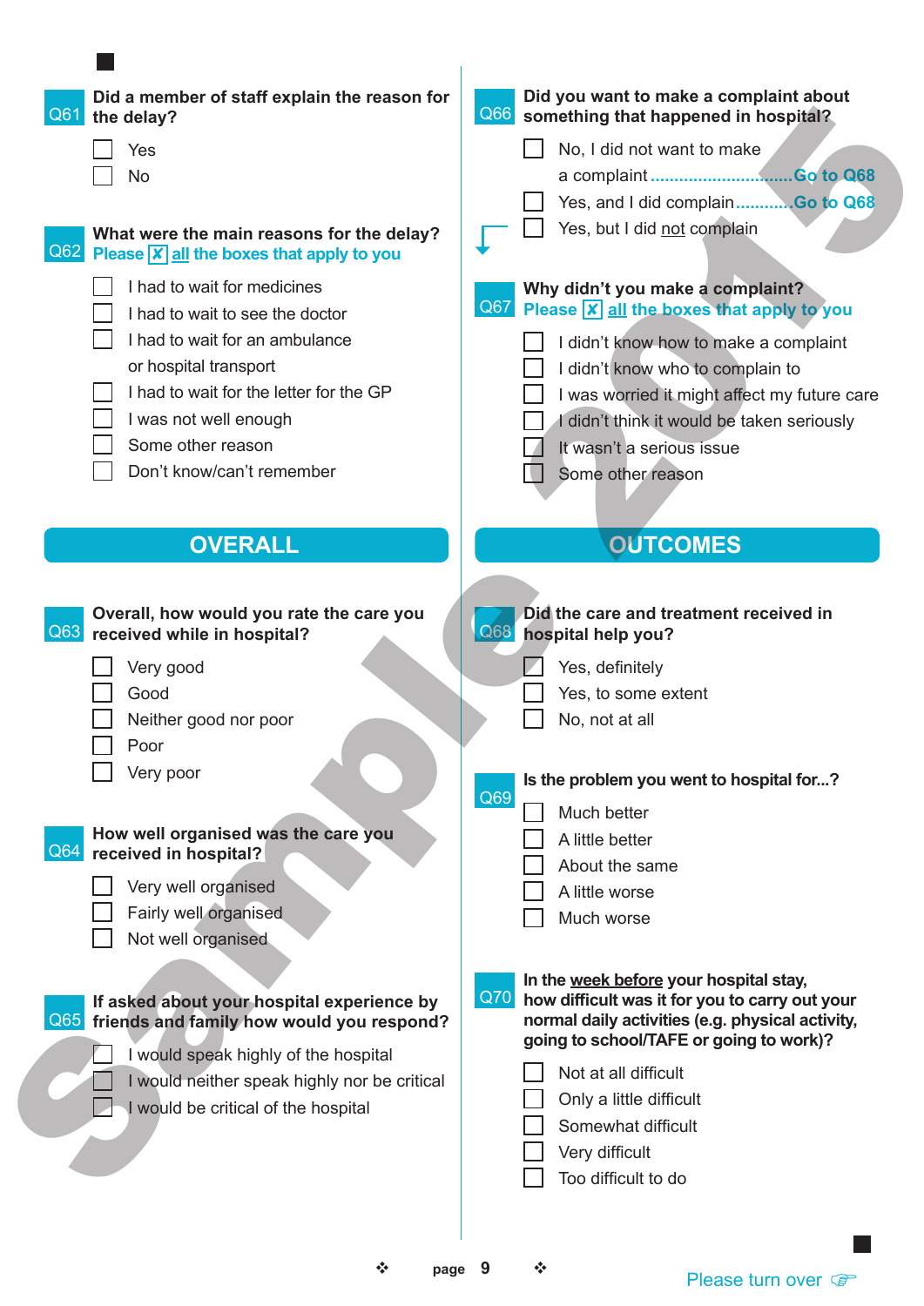**Q61** **Did a member of staff explain the reason for the delay?**

- ☐ Yes
- ☐ No

**Q62** **What were the main reasons for the delay?**
Please ☒ all the boxes that apply to you

- ☐ I had to wait for medicines
- ☐ I had to wait to see the doctor
- ☐ I had to wait for an ambulance or hospital transport
- ☐ I had to wait for the letter for the GP
- ☐ I was not well enough
- ☐ Some other reason
- ☐ Don't know/can't remember

## OVERALL

**Q63** **Overall, how would you rate the care you received while in hospital?**

- ☐ Very good
- ☐ Good
- ☐ Neither good nor poor
- ☐ Poor
- ☐ Very poor

**Q64** **How well organised was the care you received in hospital?**

- ☐ Very well organised
- ☐ Fairly well organised
- ☐ Not well organised

**Q65** **If asked about your hospital experience by friends and family how would you respond?**

- ☐ I would speak highly of the hospital
- ☐ I would neither speak highly nor be critical
- ☐ I would be critical of the hospital

**Q66** **Did you want to make a complaint about something that happened in hospital?**

- ☐ No, I did not want to make a complaint ............................. Go to Q68
- ☐ Yes, and I did complain ........... Go to Q68
- ☐ Yes, but I did not complain

**Q67** **Why didn't you make a complaint?**
Please ☒ all the boxes that apply to you

- ☐ I didn't know how to make a complaint
- ☐ I didn't know who to complain to
- ☐ I was worried it might affect my future care
- ☐ I didn't think it would be taken seriously
- ☐ It wasn't a serious issue
- ☐ Some other reason

## OUTCOMES

**Q68** **Did the care and treatment received in hospital help you?**

- ☐ Yes, definitely
- ☐ Yes, to some extent
- ☐ No, not at all

**Q69** **Is the problem you went to hospital for...?**

- ☐ Much better
- ☐ A little better
- ☐ About the same
- ☐ A little worse
- ☐ Much worse

**Q70** **In the week before your hospital stay, how difficult was it for you to carry out your normal daily activities (e.g. physical activity, going to school/TAFE or going to work)?**

- ☐ Not at all difficult
- ☐ Only a little difficult
- ☐ Somewhat difficult
- ☐ Very difficult
- ☐ Too difficult to do

Please turn over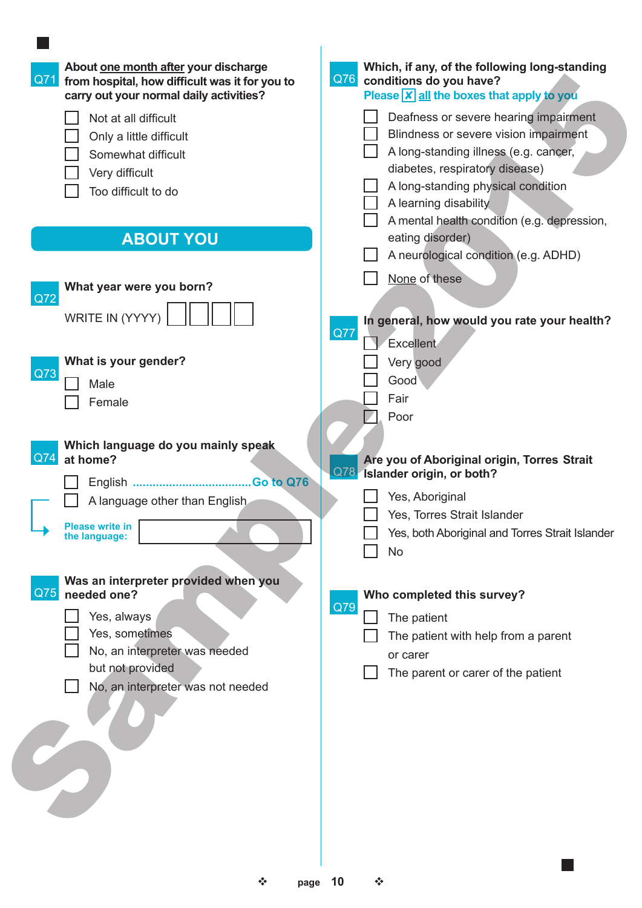**Q71** About <u>one month after</u> your discharge from hospital, how difficult was it for you to carry out your normal daily activities?

- ☐ Not at all difficult
- ☐ Only a little difficult
- ☐ Somewhat difficult
- ☐ Very difficult
- ☐ Too difficult to do

## ABOUT YOU

**Q72** What year were you born?

WRITE IN (YYYY) ☐☐☐☐

**Q73** What is your gender?

- ☐ Male
- ☐ Female

**Q74** Which language do you mainly speak at home?

- ☐ English .................................... **Go to Q76**
- ☐ A language other than English

Please write in the language: ______________________

**Q75** Was an interpreter provided when you needed one?

- ☐ Yes, always
- ☐ Yes, sometimes
- ☐ No, an interpreter was needed but not provided
- ☐ No, an interpreter was not needed

**Q76** Which, if any, of the following long-standing conditions do you have?

Please ☒ <u>all</u> the boxes that apply to you

- ☐ Deafness or severe hearing impairment
- ☐ Blindness or severe vision impairment
- ☐ A long-standing illness (e.g. cancer, diabetes, respiratory disease)
- ☐ A long-standing physical condition
- ☐ A learning disability
- ☐ A mental health condition (e.g. depression, eating disorder)
- ☐ A neurological condition (e.g. ADHD)
- ☐ <u>None</u> of these

**Q77** In general, how would you rate your health?

- ☐ Excellent
- ☐ Very good
- ☐ Good
- ☐ Fair
- ☐ Poor

**Q78** Are you of Aboriginal origin, Torres Strait Islander origin, or both?

- ☐ Yes, Aboriginal
- ☐ Yes, Torres Strait Islander
- ☐ Yes, both Aboriginal and Torres Strait Islander
- ☐ No

**Q79** Who completed this survey?

- ☐ The patient
- ☐ The patient with help from a parent or carer
- ☐ The parent or carer of the patient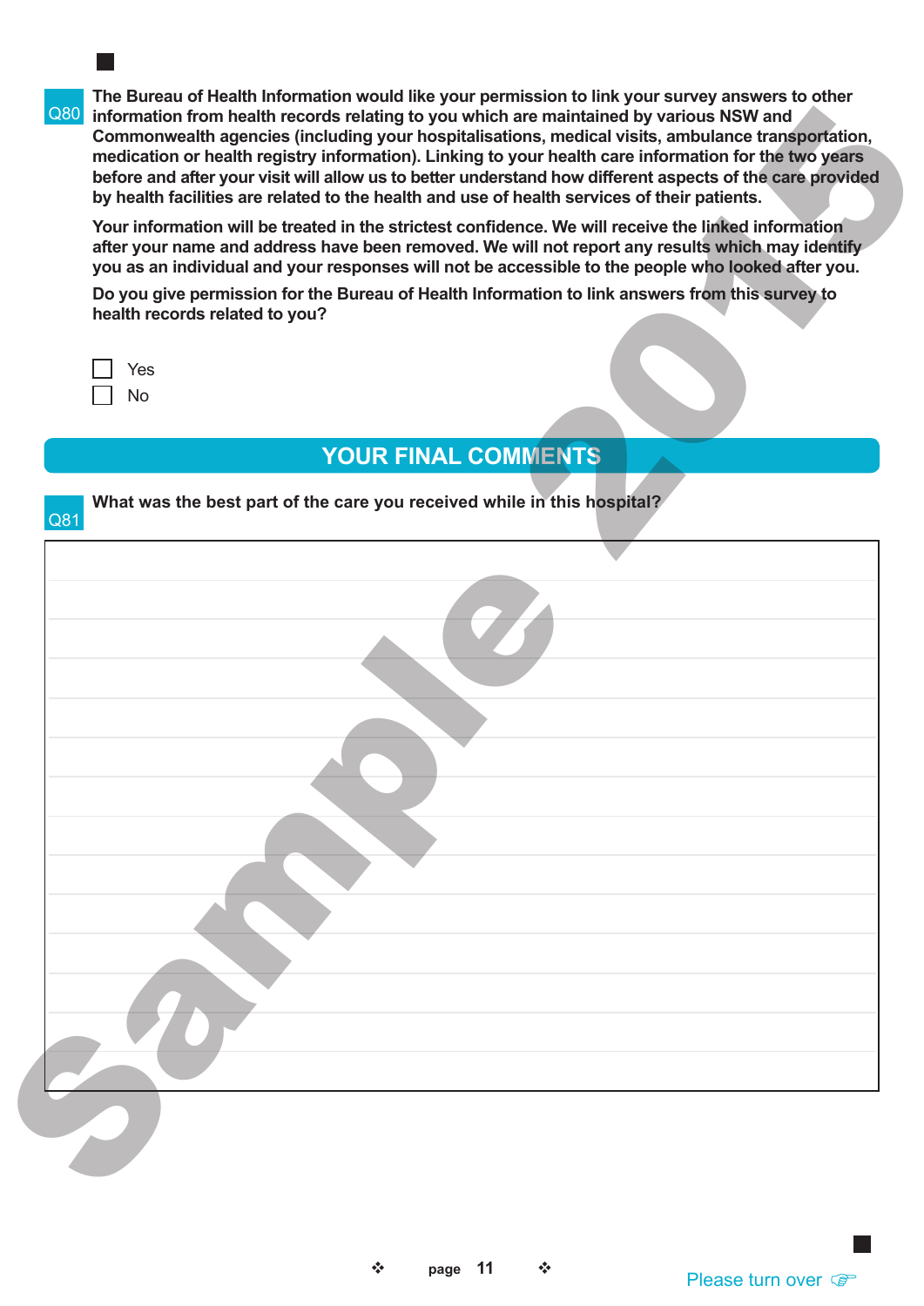**Q80** **The Bureau of Health Information would like your permission to link your survey answers to other information from health records relating to you which are maintained by various NSW and Commonwealth agencies (including your hospitalisations, medical visits, ambulance transportation, medication or health registry information). Linking to your health care information for the two years before and after your visit will allow us to better understand how different aspects of the care provided by health facilities are related to the health and use of health services of their patients.**

**Your information will be treated in the strictest confidence. We will receive the linked information after your name and address have been removed. We will not report any results which may identify you as an individual and your responses will not be accessible to the people who looked after you.**

**Do you give permission for the Bureau of Health Information to link answers from this survey to health records related to you?**

- ☐ Yes
- ☐ No

## YOUR FINAL COMMENTS

**Q81** **What was the best part of the care you received while in this hospital?**

Please turn over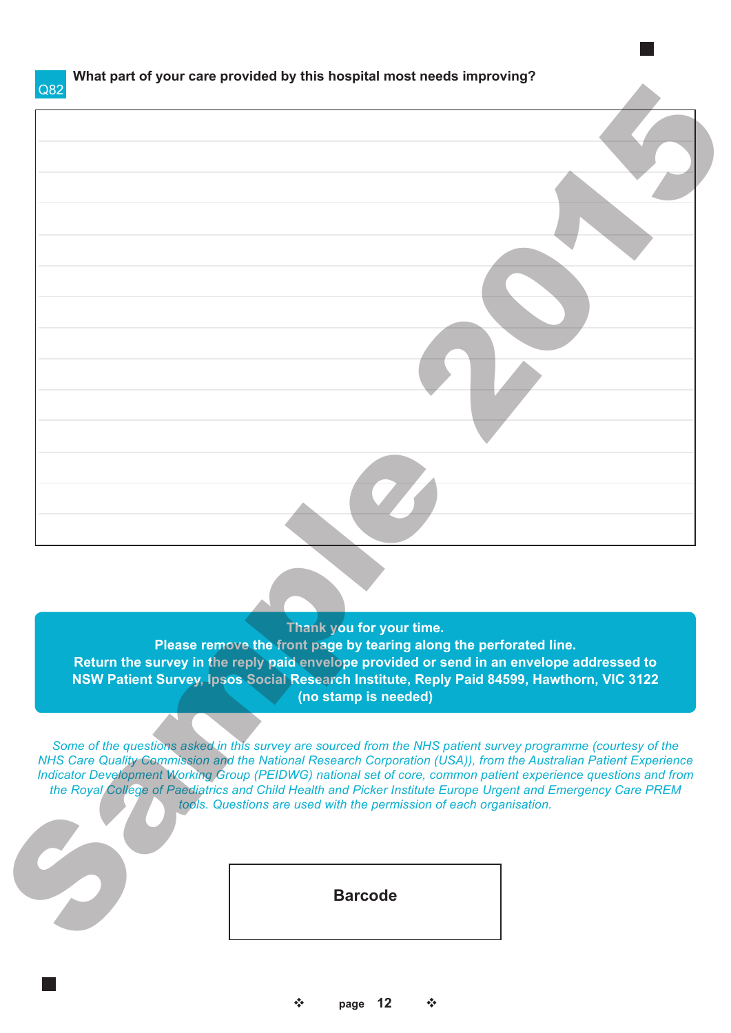**Q82** **What part of your care provided by this hospital most needs improving?**

**Thank you for your time.**
**Please remove the front page by tearing along the perforated line.**
**Return the survey in the reply paid envelope provided or send in an envelope addressed to NSW Patient Survey, Ipsos Social Research Institute, Reply Paid 84599, Hawthorn, VIC 3122 (no stamp is needed)**

*Some of the questions asked in this survey are sourced from the NHS patient survey programme (courtesy of the NHS Care Quality Commission and the National Research Corporation (USA)), from the Australian Patient Experience Indicator Development Working Group (PEIDWG) national set of core, common patient experience questions and from the Royal College of Paediatrics and Child Health and Picker Institute Europe Urgent and Emergency Care PREM tools. Questions are used with the permission of each organisation.*

**Barcode**

Sample 2015